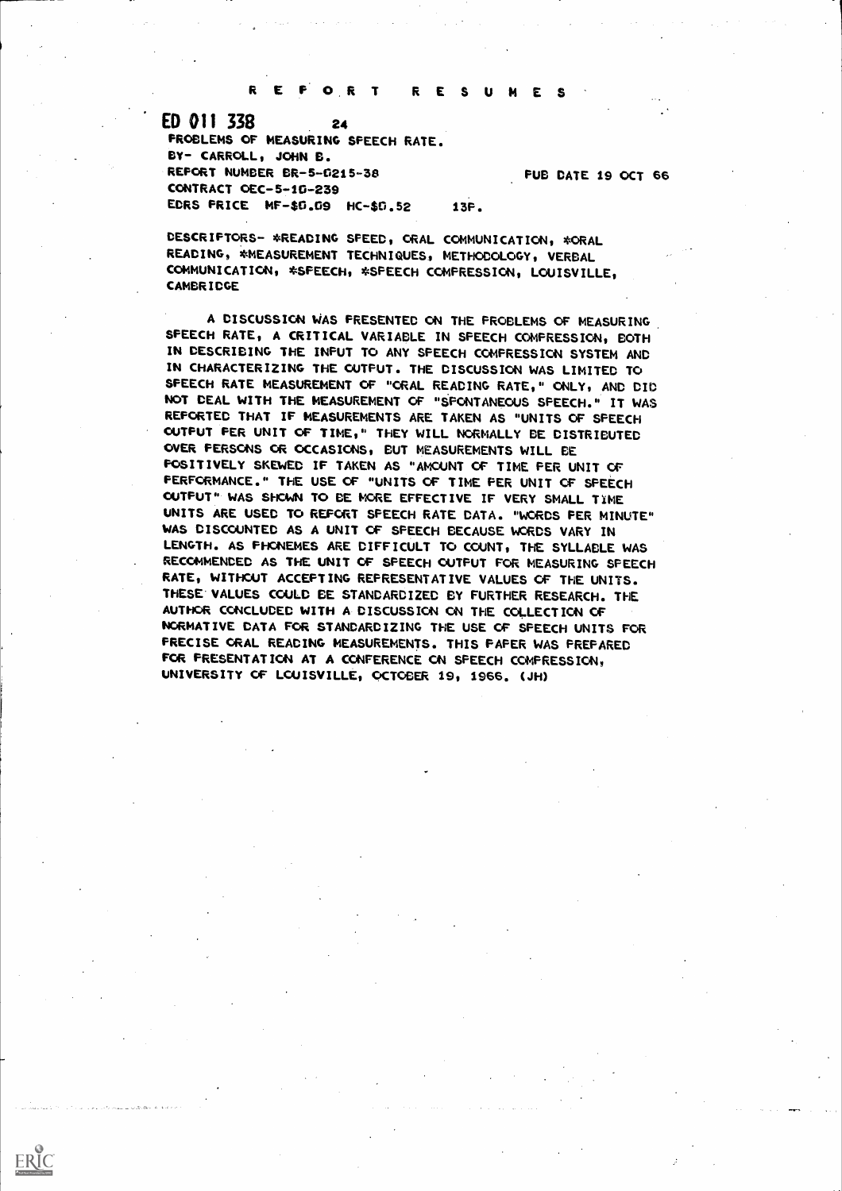# REPORT RESUMES

**ED 011 338** 24

PROBLEMS OF MEASURING SPEECH RATE.
BY- CARROLL, JOHN B.
REPORT NUMBER BR-5-0215-38 PUB DATE 19 OCT 66
CONTRACT OEC-5-10-239
EDRS PRICE MF-$0.09 HC-$0.52 13P.

DESCRIPTORS- *READING SPEED, ORAL COMMUNICATION, *ORAL READING, *MEASUREMENT TECHNIQUES, METHODOLOGY, VERBAL COMMUNICATION, *SPEECH, *SPEECH COMPRESSION, LOUISVILLE, CAMBRIDGE

A DISCUSSION WAS PRESENTED ON THE PROBLEMS OF MEASURING SPEECH RATE, A CRITICAL VARIABLE IN SPEECH COMPRESSION, BOTH IN DESCRIBING THE INPUT TO ANY SPEECH COMPRESSION SYSTEM AND IN CHARACTERIZING THE OUTPUT. THE DISCUSSION WAS LIMITED TO SPEECH RATE MEASUREMENT OF "ORAL READING RATE," ONLY, AND DID NOT DEAL WITH THE MEASUREMENT OF "SPONTANEOUS SPEECH." IT WAS REPORTED THAT IF MEASUREMENTS ARE TAKEN AS "UNITS OF SPEECH OUTPUT PER UNIT OF TIME," THEY WILL NORMALLY BE DISTRIBUTED OVER PERSONS OR OCCASIONS, BUT MEASUREMENTS WILL BE POSITIVELY SKEWED IF TAKEN AS "AMOUNT OF TIME PER UNIT OF PERFORMANCE." THE USE OF "UNITS OF TIME PER UNIT OF SPEECH OUTPUT" WAS SHOWN TO BE MORE EFFECTIVE IF VERY SMALL TIME UNITS ARE USED TO REPORT SPEECH RATE DATA. "WORDS PER MINUTE" WAS DISCOUNTED AS A UNIT OF SPEECH BECAUSE WORDS VARY IN LENGTH. AS PHONEMES ARE DIFFICULT TO COUNT, THE SYLLABLE WAS RECOMMENDED AS THE UNIT OF SPEECH OUTPUT FOR MEASURING SPEECH RATE, WITHOUT ACCEPTING REPRESENTATIVE VALUES OF THE UNITS. THESE VALUES COULD BE STANDARDIZED BY FURTHER RESEARCH. THE AUTHOR CONCLUDED WITH A DISCUSSION ON THE COLLECTION OF NORMATIVE DATA FOR STANDARDIZING THE USE OF SPEECH UNITS FOR PRECISE ORAL READING MEASUREMENTS. THIS PAPER WAS PREPARED FOR PRESENTATION AT A CONFERENCE ON SPEECH COMPRESSION, UNIVERSITY OF LOUISVILLE, OCTOBER 19, 1966. (JH)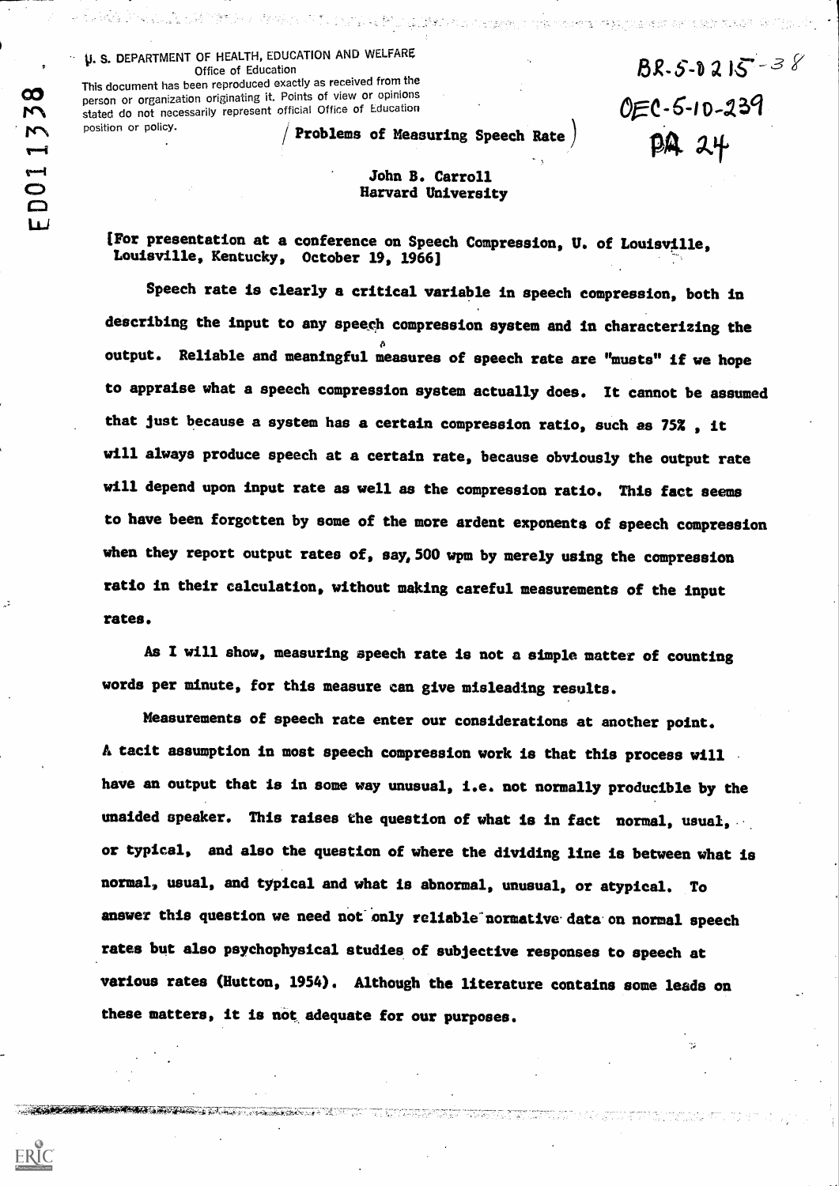U. S. DEPARTMENT OF HEALTH, EDUCATION AND WELFARE
Office of Education
This document has been reproduced exactly as received from the person or organization originating it. Points of view or opinions stated do not necessarily represent official Office of Education position or policy.

BR-5-0215-38
OEC-5-10-239
PA 24

# Problems of Measuring Speech Rate

John B. Carroll
Harvard University

[For presentation at a conference on Speech Compression, U. of Louisville, Louisville, Kentucky, October 19, 1966]

Speech rate is clearly a critical variable in speech compression, both in describing the input to any speech compression system and in characterizing the output. Reliable and meaningful measures of speech rate are "musts" if we hope to appraise what a speech compression system actually does. It cannot be assumed that just because a system has a certain compression ratio, such as 75% , it will always produce speech at a certain rate, because obviously the output rate will depend upon input rate as well as the compression ratio. This fact seems to have been forgotten by some of the more ardent exponents of speech compression when they report output rates of, say, 500 wpm by merely using the compression ratio in their calculation, without making careful measurements of the input rates.

As I will show, measuring speech rate is not a simple matter of counting words per minute, for this measure can give misleading results.

Measurements of speech rate enter our considerations at another point. A tacit assumption in most speech compression work is that this process will have an output that is in some way unusual, i.e. not normally producible by the unaided speaker. This raises the question of what is in fact normal, usual, or typical, and also the question of where the dividing line is between what is normal, usual, and typical and what is abnormal, unusual, or atypical. To answer this question we need not only reliable normative data on normal speech rates but also psychophysical studies of subjective responses to speech at various rates (Hutton, 1954). Although the literature contains some leads on these matters, it is not adequate for our purposes.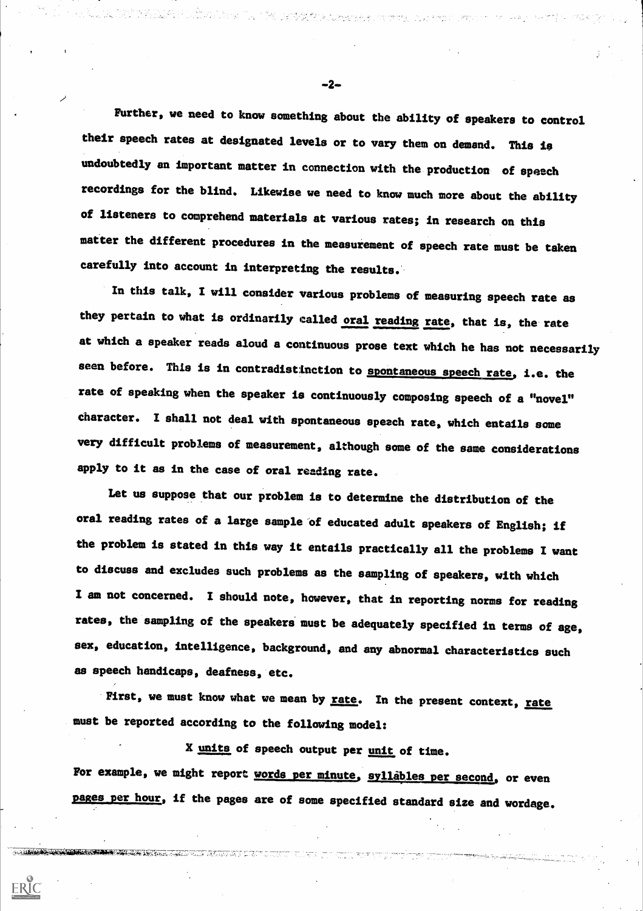Further, we need to know something about the ability of speakers to control their speech rates at designated levels or to vary them on demand. This is undoubtedly an important matter in connection with the production of speech recordings for the blind. Likewise we need to know much more about the ability of listeners to comprehend materials at various rates; in research on this matter the different procedures in the measurement of speech rate must be taken carefully into account in interpreting the results.

In this talk, I will consider various problems of measuring speech rate as they pertain to what is ordinarily called <u>oral reading rate</u>, that is, the rate at which a speaker reads aloud a continuous prose text which he has not necessarily seen before. This is in contradistinction to <u>spontaneous speech rate</u>, i.e. the rate of speaking when the speaker is continuously composing speech of a "novel" character. I shall not deal with spontaneous speech rate, which entails some very difficult problems of measurement, although some of the same considerations apply to it as in the case of oral reading rate.

Let us suppose that our problem is to determine the distribution of the oral reading rates of a large sample of educated adult speakers of English; if the problem is stated in this way it entails practically all the problems I want to discuss and excludes such problems as the sampling of speakers, with which I am not concerned. I should note, however, that in reporting norms for reading rates, the sampling of the speakers must be adequately specified in terms of age, sex, education, intelligence, background, and any abnormal characteristics such as speech handicaps, deafness, etc.

First, we must know what we mean by <u>rate</u>. In the present context, <u>rate</u> must be reported according to the following model:

X <u>units</u> of speech output per <u>unit</u> of time.

For example, we might report <u>words per minute</u>, <u>syllables per second</u>, or even <u>pages per hour</u>, if the pages are of some specified standard size and wordage.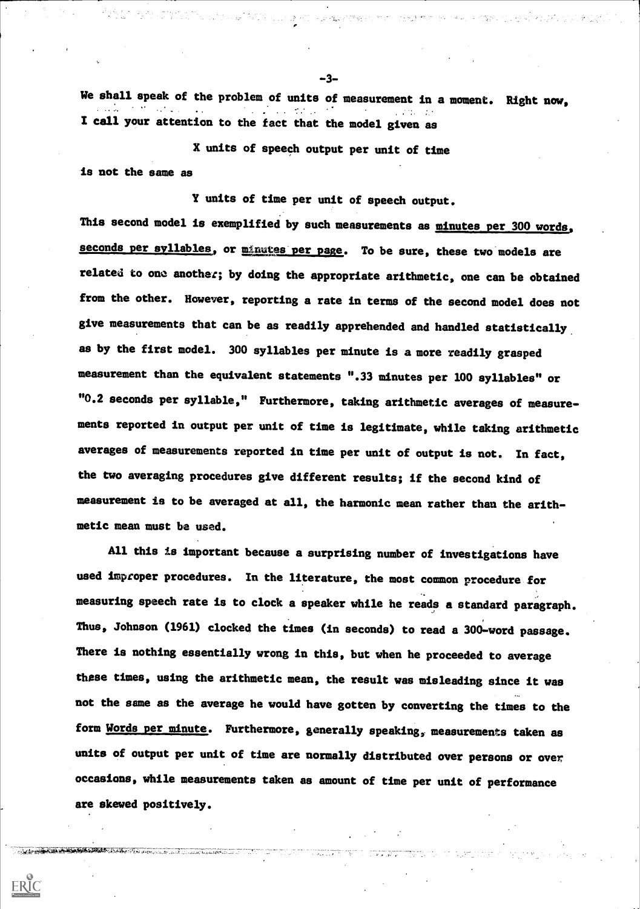We shall speak of the problem of units of measurement in a moment. Right now, I call your attention to the fact that the model given as

X units of speech output per unit of time

is not the same as

Y units of time per unit of speech output.

This second model is exemplified by such measurements as <u>minutes per 300 words</u>, <u>seconds per syllables</u>, or <u>minutes per page</u>. To be sure, these two models are related to one another; by doing the appropriate arithmetic, one can be obtained from the other. However, reporting a rate in terms of the second model does not give measurements that can be as readily apprehended and handled statistically as by the first model. 300 syllables per minute is a more readily grasped measurement than the equivalent statements ".33 minutes per 100 syllables" or "0.2 seconds per syllable," Furthermore, taking arithmetic averages of measurements reported in output per unit of time is legitimate, while taking arithmetic averages of measurements reported in time per unit of output is not. In fact, the two averaging procedures give different results; if the second kind of measurement is to be averaged at all, the harmonic mean rather than the arithmetic mean must be used.

All this is important because a surprising number of investigations have used improper procedures. In the literature, the most common procedure for measuring speech rate is to clock a speaker while he reads a standard paragraph. Thus, Johnson (1961) clocked the times (in seconds) to read a 300-word passage. There is nothing essentially wrong in this, but when he proceeded to average these times, using the arithmetic mean, the result was misleading since it was not the same as the average he would have gotten by converting the times to the form <u>Words per minute</u>. Furthermore, generally speaking, measurements taken as units of output per unit of time are normally distributed over persons or over occasions, while measurements taken as amount of time per unit of performance are skewed positively.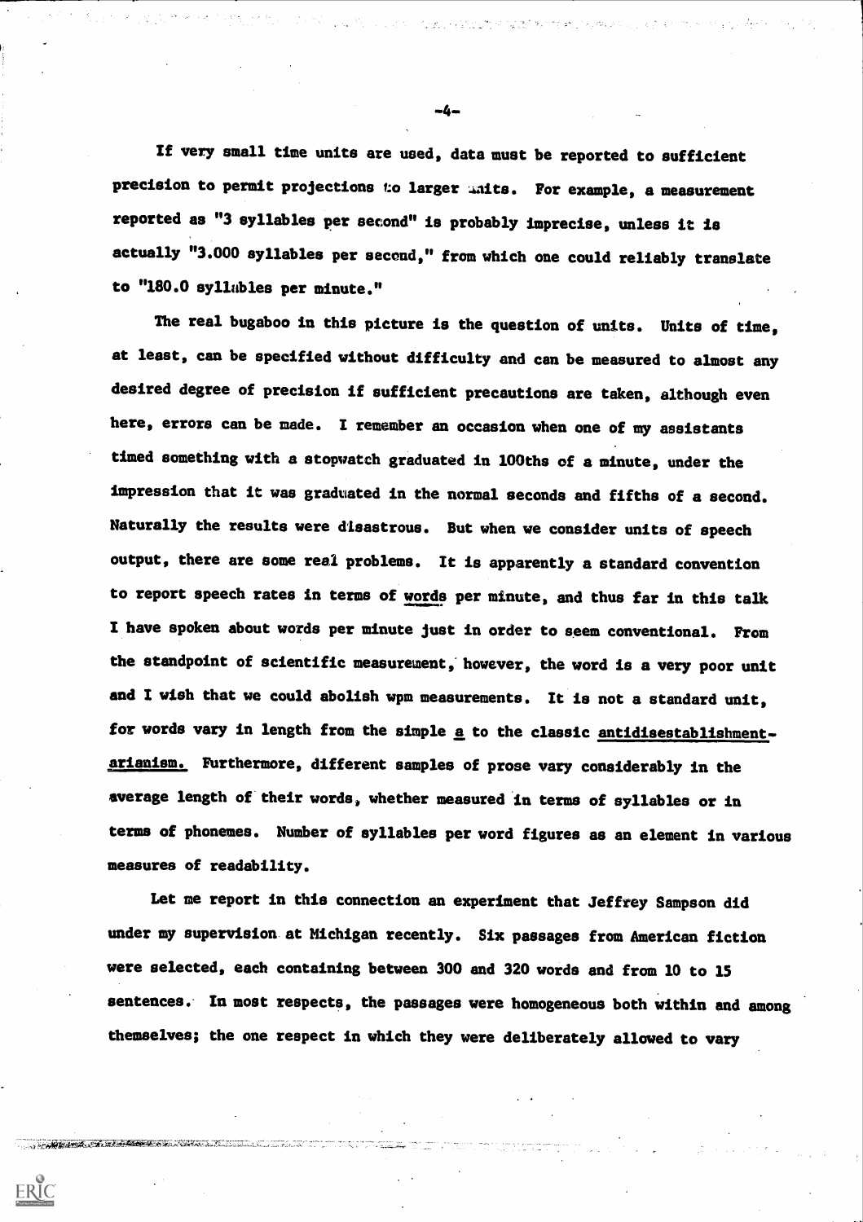If very small time units are used, data must be reported to sufficient precision to permit projections to larger units. For example, a measurement reported as "3 syllables per second" is probably imprecise, unless it is actually "3.000 syllables per second," from which one could reliably translate to "180.0 syllables per minute."

The real bugaboo in this picture is the question of units. Units of time, at least, can be specified without difficulty and can be measured to almost any desired degree of precision if sufficient precautions are taken, although even here, errors can be made. I remember an occasion when one of my assistants timed something with a stopwatch graduated in 100ths of a minute, under the impression that it was graduated in the normal seconds and fifths of a second. Naturally the results were disastrous. But when we consider units of speech output, there are some real problems. It is apparently a standard convention to report speech rates in terms of _words_ per minute, and thus far in this talk I have spoken about words per minute just in order to seem conventional. From the standpoint of scientific measurement, however, the word is a very poor unit and I wish that we could abolish wpm measurements. It is not a standard unit, for words vary in length from the simple _a_ to the classic _antidisestablishmentarianism._ Furthermore, different samples of prose vary considerably in the average length of their words, whether measured in terms of syllables or in terms of phonemes. Number of syllables per word figures as an element in various measures of readability.

Let me report in this connection an experiment that Jeffrey Sampson did under my supervision at Michigan recently. Six passages from American fiction were selected, each containing between 300 and 320 words and from 10 to 15 sentences. In most respects, the passages were homogeneous both within and among themselves; the one respect in which they were deliberately allowed to vary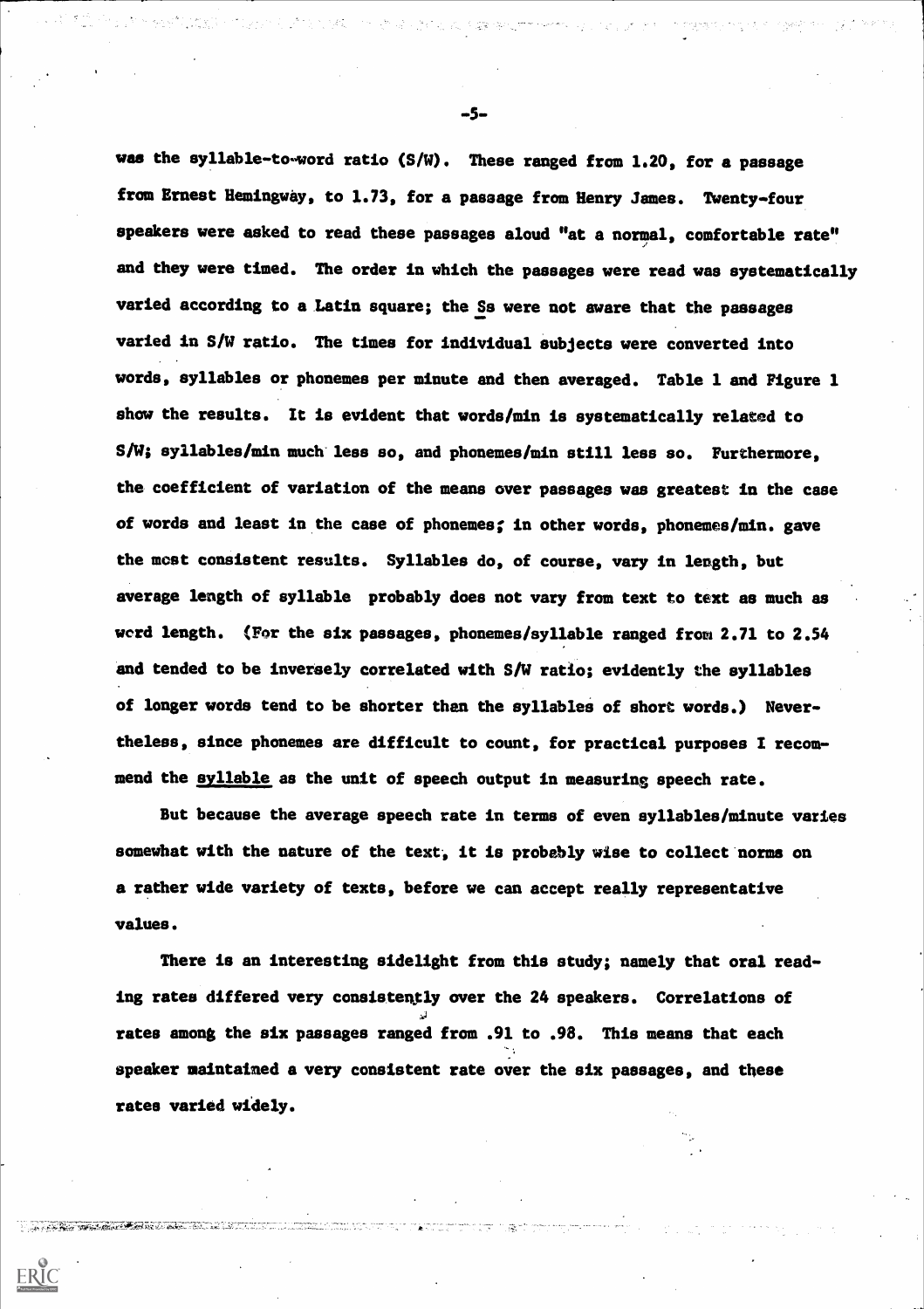was the syllable-to-word ratio (S/W). These ranged from 1.20, for a passage from Ernest Hemingway, to 1.73, for a passage from Henry James. Twenty-four speakers were asked to read these passages aloud "at a normal, comfortable rate" and they were timed. The order in which the passages were read was systematically varied according to a Latin square; the Ss were not aware that the passages varied in S/W ratio. The times for individual subjects were converted into words, syllables or phonemes per minute and then averaged. Table 1 and Figure 1 show the results. It is evident that words/min is systematically related to S/W; syllables/min much less so, and phonemes/min still less so. Furthermore, the coefficient of variation of the means over passages was greatest in the case of words and least in the case of phonemes; in other words, phonemes/min. gave the most consistent results. Syllables do, of course, vary in length, but average length of syllable probably does not vary from text to text as much as word length. (For the six passages, phonemes/syllable ranged from 2.71 to 2.54 and tended to be inversely correlated with S/W ratio; evidently the syllables of longer words tend to be shorter than the syllables of short words.) Nevertheless, since phonemes are difficult to count, for practical purposes I recommend the syllable as the unit of speech output in measuring speech rate.

But because the average speech rate in terms of even syllables/minute varies somewhat with the nature of the text, it is probably wise to collect norms on a rather wide variety of texts, before we can accept really representative values.

There is an interesting sidelight from this study; namely that oral reading rates differed very consistently over the 24 speakers. Correlations of rates among the six passages ranged from .91 to .98. This means that each speaker maintained a very consistent rate over the six passages, and these rates varied widely.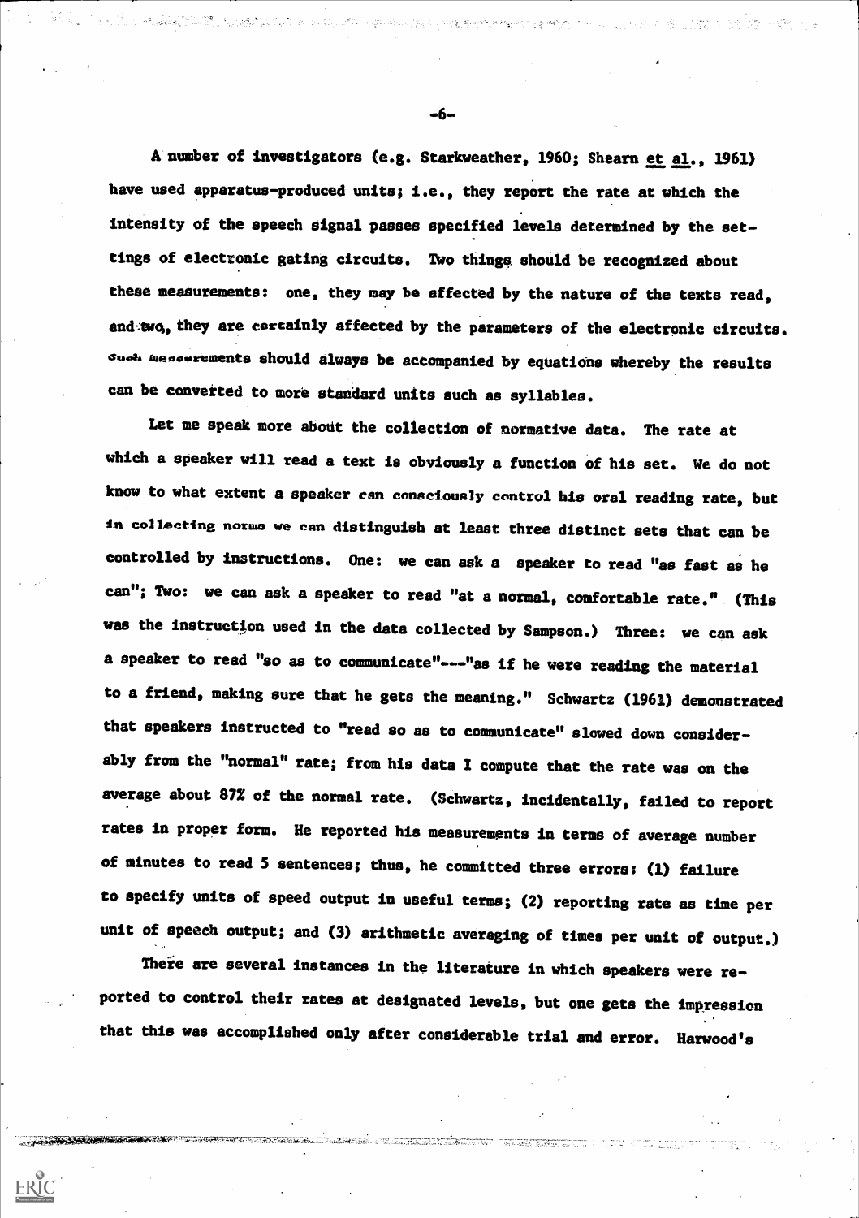A number of investigators (e.g. Starkweather, 1960; Shearn et al., 1961) have used apparatus-produced units; i.e., they report the rate at which the intensity of the speech signal passes specified levels determined by the settings of electronic gating circuits. Two things should be recognized about these measurements: one, they may be affected by the nature of the texts read, and two, they are certainly affected by the parameters of the electronic circuits. Such measurements should always be accompanied by equations whereby the results can be converted to more standard units such as syllables.

Let me speak more about the collection of normative data. The rate at which a speaker will read a text is obviously a function of his set. We do not know to what extent a speaker can consciously control his oral reading rate, but in collecting norms we can distinguish at least three distinct sets that can be controlled by instructions. One: we can ask a speaker to read "as fast as he can"; Two: we can ask a speaker to read "at a normal, comfortable rate." (This was the instruction used in the data collected by Sampson.) Three: we can ask a speaker to read "so as to communicate"---"as if he were reading the material to a friend, making sure that he gets the meaning." Schwartz (1961) demonstrated that speakers instructed to "read so as to communicate" slowed down considerably from the "normal" rate; from his data I compute that the rate was on the average about 87% of the normal rate. (Schwartz, incidentally, failed to report rates in proper form. He reported his measurements in terms of average number of minutes to read 5 sentences; thus, he committed three errors: (1) failure to specify units of speed output in useful terms; (2) reporting rate as time per unit of speech output; and (3) arithmetic averaging of times per unit of output.)

There are several instances in the literature in which speakers were reported to control their rates at designated levels, but one gets the impression that this was accomplished only after considerable trial and error. Harwood's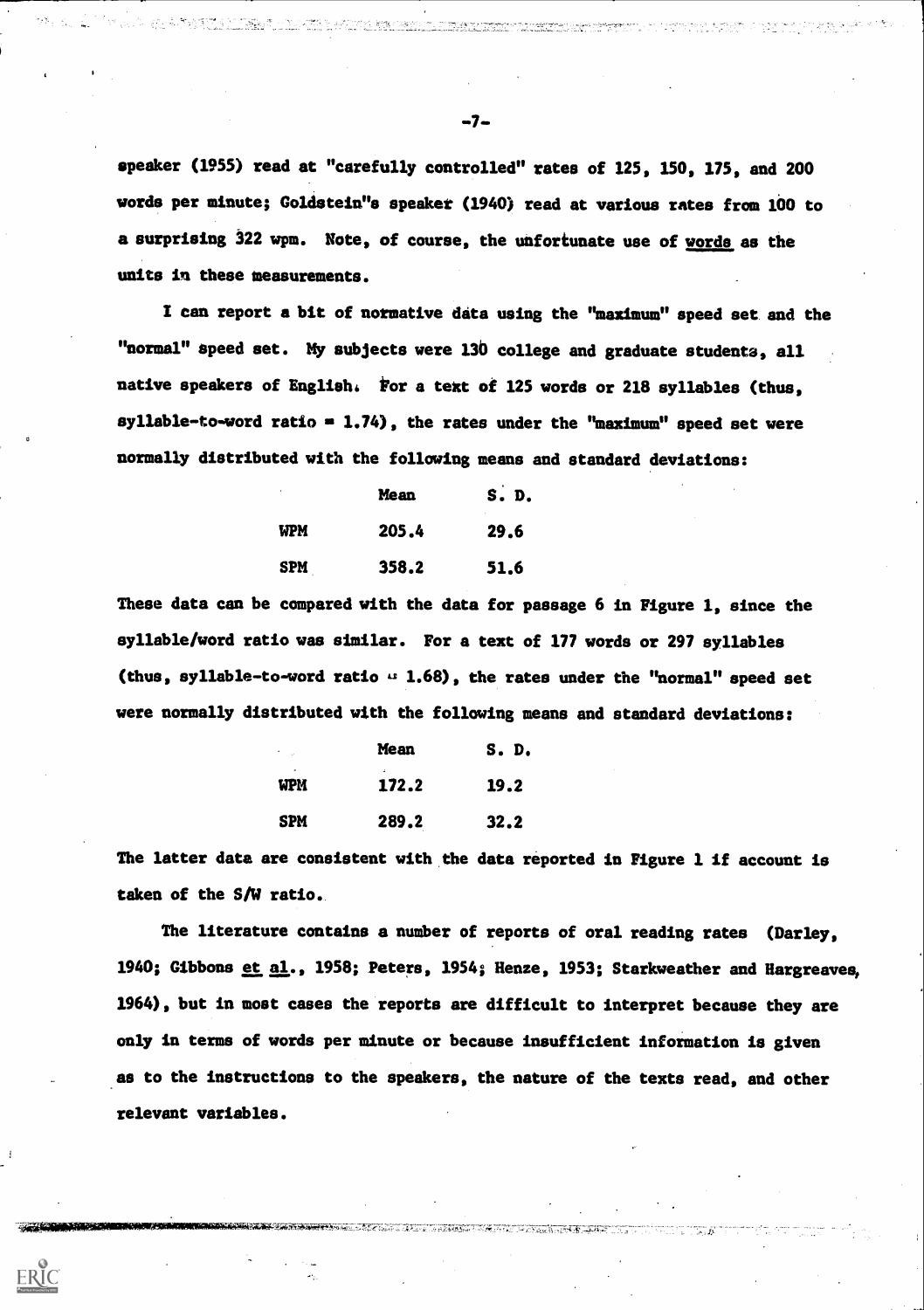speaker (1955) read at "carefully controlled" rates of 125, 150, 175, and 200 words per minute; Goldstein's speaker (1940) read at various rates from 100 to a surprising 322 wpm. Note, of course, the unfortunate use of words as the units in these measurements.

I can report a bit of normative data using the "maximum" speed set and the "normal" speed set. My subjects were 130 college and graduate students, all native speakers of English. For a text of 125 words or 218 syllables (thus, syllable-to-word ratio = 1.74), the rates under the "maximum" speed set were normally distributed with the following means and standard deviations:

| | Mean | S. D. |
|---|---|---|
| WPM | 205.4 | 29.6 |
| SPM | 358.2 | 51.6 |

These data can be compared with the data for passage 6 in Figure 1, since the syllable/word ratio was similar. For a text of 177 words or 297 syllables (thus, syllable-to-word ratio = 1.68), the rates under the "normal" speed set were normally distributed with the following means and standard deviations:

| | Mean | S. D. |
|---|---|---|
| WPM | 172.2 | 19.2 |
| SPM | 289.2 | 32.2 |

The latter data are consistent with the data reported in Figure 1 if account is taken of the S/W ratio.

The literature contains a number of reports of oral reading rates (Darley, 1940; Gibbons et al., 1958; Peters, 1954; Henze, 1953; Starkweather and Hargreaves, 1964), but in most cases the reports are difficult to interpret because they are only in terms of words per minute or because insufficient information is given as to the instructions to the speakers, the nature of the texts read, and other relevant variables.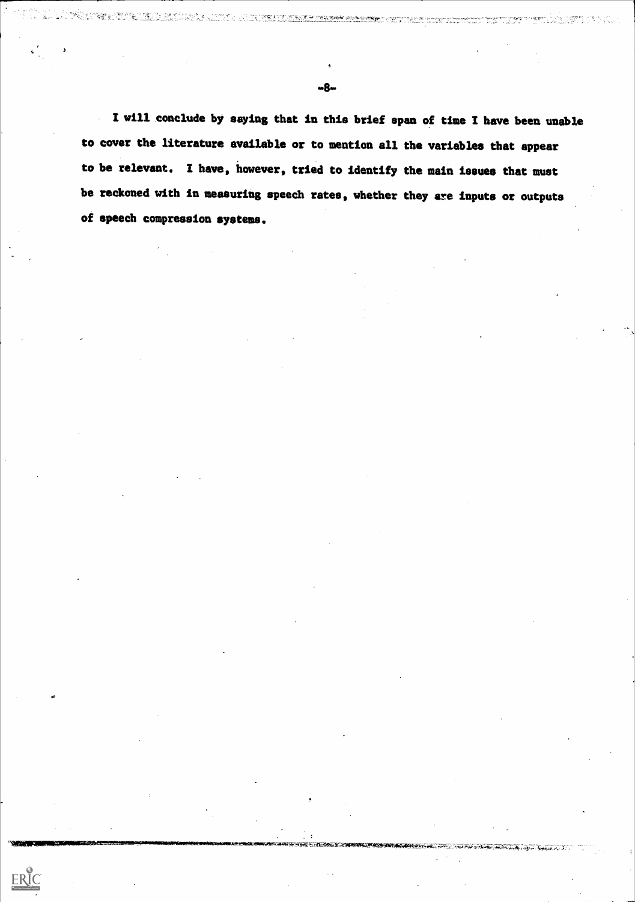I will conclude by saying that in this brief span of time I have been unable to cover the literature available or to mention all the variables that appear to be relevant. I have, however, tried to identify the main issues that must be reckoned with in measuring speech rates, whether they are inputs or outputs of speech compression systems.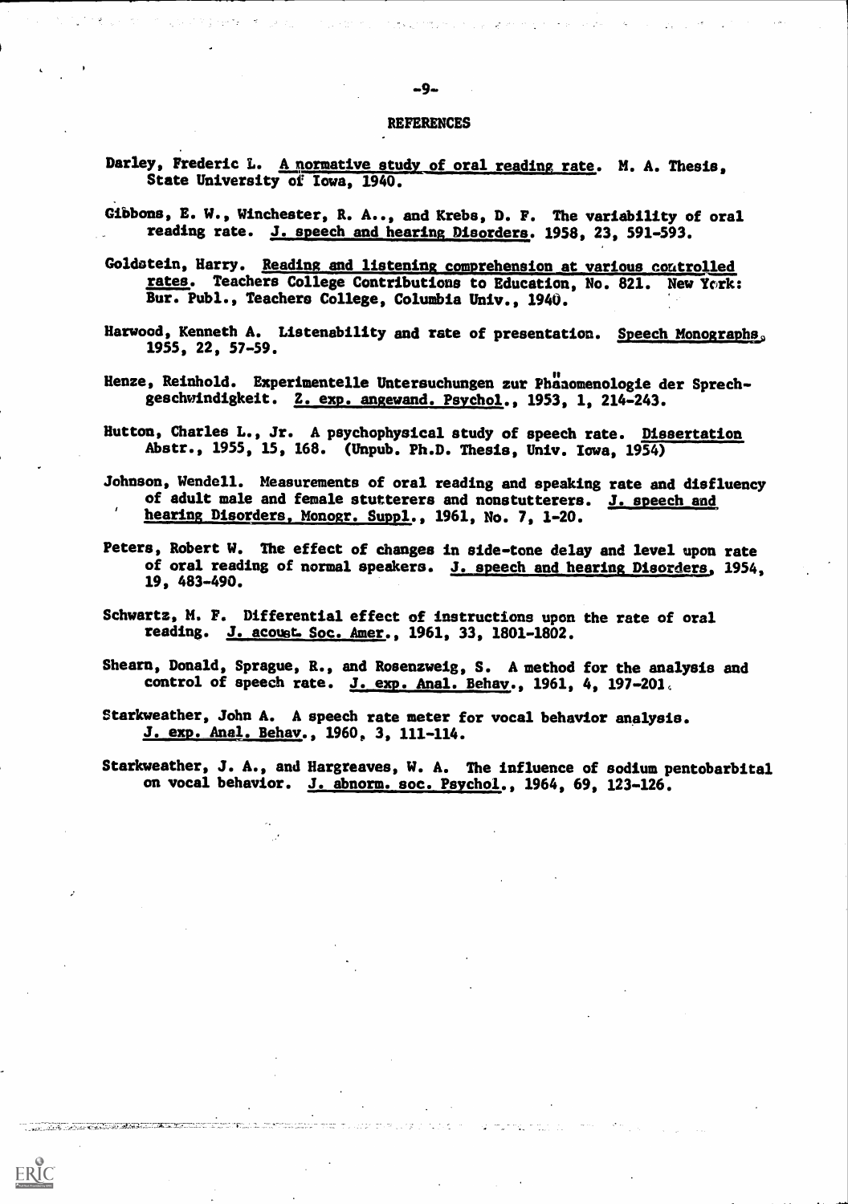# REFERENCES

Darley, Frederic L. A normative study of oral reading rate. M. A. Thesis, State University of Iowa, 1940.

Gibbons, E. W., Winchester, R. A.., and Krebs, D. F. The variability of oral reading rate. J. speech and hearing Disorders. 1958, 23, 591-593.

Goldstein, Harry. Reading and listening comprehension at various controlled rates. Teachers College Contributions to Education, No. 821. New York: Bur. Publ., Teachers College, Columbia Univ., 1940.

Harwood, Kenneth A. Listenability and rate of presentation. Speech Monographs, 1955, 22, 57-59.

Henze, Reinhold. Experimentelle Untersuchungen zur Phäaomenologie der Sprechgeschwindigkeit. Z. exp. angewand. Psychol., 1953, 1, 214-243.

Hutton, Charles L., Jr. A psychophysical study of speech rate. Dissertation Abstr., 1955, 15, 168. (Unpub. Ph.D. Thesis, Univ. Iowa, 1954)

Johnson, Wendell. Measurements of oral reading and speaking rate and disfluency of adult male and female stutterers and nonstutterers. J. speech and hearing Disorders, Monogr. Suppl., 1961, No. 7, 1-20.

Peters, Robert W. The effect of changes in side-tone delay and level upon rate of oral reading of normal speakers. J. speech and hearing Disorders, 1954, 19, 483-490.

Schwartz, M. F. Differential effect of instructions upon the rate of oral reading. J. acoust. Soc. Amer., 1961, 33, 1801-1802.

Shearn, Donald, Sprague, R., and Rosenzweig, S. A method for the analysis and control of speech rate. J. exp. Anal. Behav., 1961, 4, 197-201.

Starkweather, John A. A speech rate meter for vocal behavior analysis. J. exp. Anal. Behav., 1960, 3, 111-114.

Starkweather, J. A., and Hargreaves, W. A. The influence of sodium pentobarbital on vocal behavior. J. abnorm. soc. Psychol., 1964, 69, 123-126.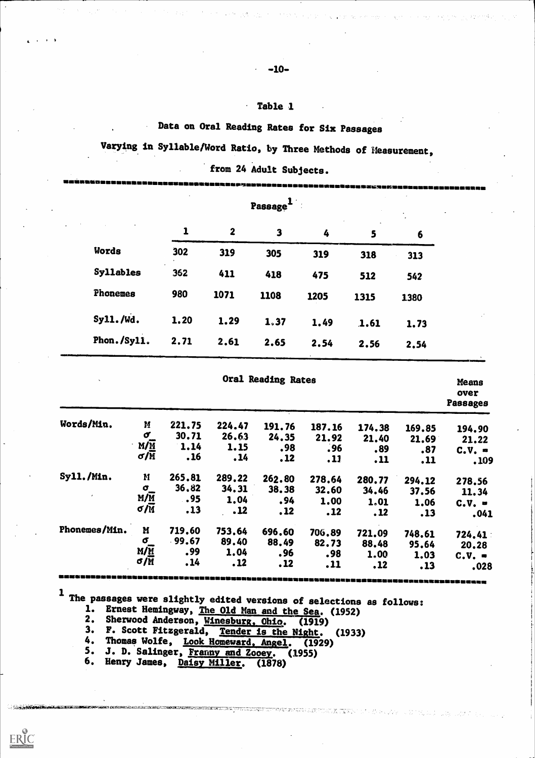Table 1

Data on Oral Reading Rates for Six Passages Varying in Syllable/Word Ratio, by Three Methods of Measurement, from 24 Adult Subjects.

| | | Passage[1] | | | | | | |
|---|---|---|---|---|---|---|---|---|
| | | 1 | 2 | 3 | 4 | 5 | 6 | |
| Words | | 302 | 319 | 305 | 319 | 318 | 313 | |
| Syllables | | 362 | 411 | 418 | 475 | 512 | 542 | |
| Phonemes | | 980 | 1071 | 1108 | 1205 | 1315 | 1380 | |
| Syll./Wd. | | 1.20 | 1.29 | 1.37 | 1.49 | 1.61 | 1.73 | |
| Phon./Syll. | | 2.71 | 2.61 | 2.65 | 2.54 | 2.56 | 2.54 | |
| | | **Oral Reading Rates** | | | | | | **Means over Passages** |
| Words/Min. | M | 221.75 | 224.47 | 191.76 | 187.16 | 174.38 | 169.85 | 194.90 |
| | $\sigma$ | 30.71 | 26.63 | 24.35 | 21.92 | 21.40 | 21.69 | 21.22 |
| | $M/\overline{M}$ | 1.14 | 1.15 | .98 | .96 | .89 | .87 | C.V. = |
| | $\sigma/\overline{M}$ | .16 | .14 | .12 | .11 | .11 | .11 | .109 |
| Syll./Min. | M | 265.81 | 289.22 | 262.80 | 278.64 | 280.77 | 294.12 | 278.56 |
| | $\sigma$ | 36.82 | 34.31 | 38.38 | 32.60 | 34.46 | 37.56 | 11.34 |
| | $M/\overline{M}$ | .95 | 1.04 | .94 | 1.00 | 1.01 | 1.06 | C.V. = |
| | $\sigma/\overline{M}$ | .13 | .12 | .12 | .12 | .12 | .13 | .041 |
| Phonemes/Min. | M | 719.60 | 753.64 | 696.60 | 706.89 | 721.09 | 748.61 | 724.41 |
| | $\sigma$ | 99.67 | 89.40 | 88.49 | 82.73 | 88.48 | 95.64 | 20.28 |
| | $M/\overline{M}$ | .99 | 1.04 | .96 | .98 | 1.00 | 1.03 | C.V. = |
| | $\sigma/\overline{M}$ | .14 | .12 | .12 | .11 | .12 | .13 | .028 |

[1] The passages were slightly edited versions of selections as follows:

1. Ernest Hemingway, The Old Man and the Sea. (1952)
2. Sherwood Anderson, Winesburg, Ohio. (1919)
3. F. Scott Fitzgerald, Tender is the Night. (1933)
4. Thomas Wolfe, Look Homeward, Angel. (1929)
5. J. D. Salinger, Franny and Zooey. (1955)
6. Henry James, Daisy Miller. (1878)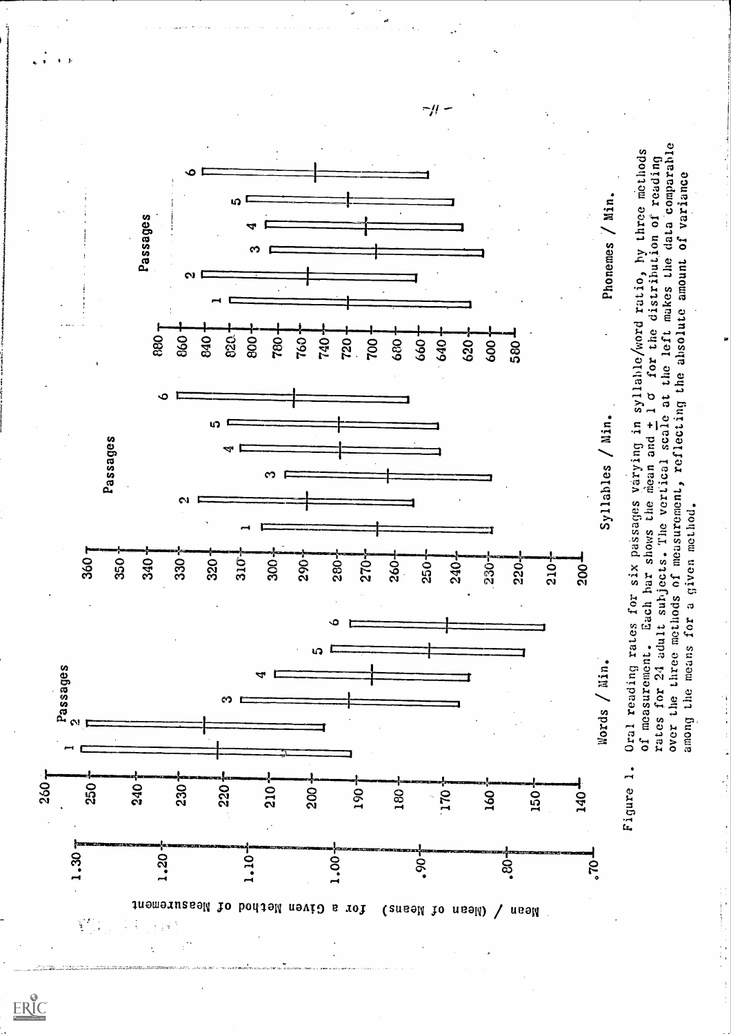-11-

Mean / (Mean of Means) for a Given Method of Measurement

1.30
1.20
1.10
1.00
.90
.80
.70

260
250
240
230
220
210
200
190
180
170
160
150
140

Passages

1 2 3 4 5 6

Words / Min.

360
350
340
330
320
310
300
290
280
270
260
250
240
230
220
210
200

Passages

1 2 3 4 5 6

Syllables / Min.

880
860
840
820
800
780
760
740
720
700
680
660
640
620
600
580

Passages

1 2 3 4 5 6

Phonemes / Min.

Figure 1. Oral reading rates for six passages varying in syllable/word ratio, by three methods of measurement. Each bar shows the mean and ± 1 σ for the distribution of reading rates for 24 adult subjects. The vertical scale at the left makes the data comparable over the three methods of measurement, reflecting the absolute amount of variance among the means for a given method.